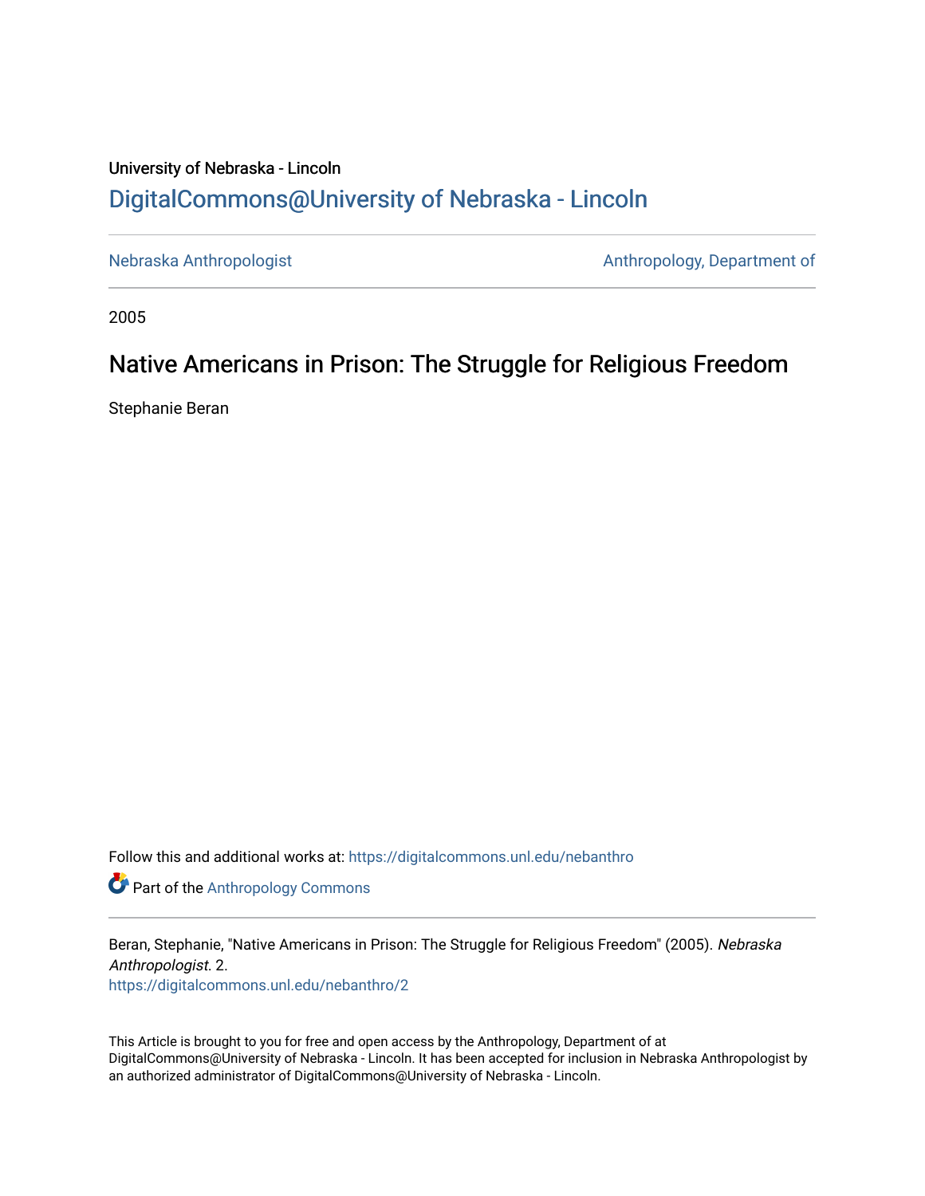University of Nebraska - Lincoln

## DigitalCommons@University of Nebraska - Lincoln

Nebraska Anthropologist | Anthropology, Department of

2005

# Native Americans in Prison: The Struggle for Religious Freedom

Stephanie Beran

Follow this and additional works at: https://digitalcommons.unl.edu/nebanthro

Part of the Anthropology Commons

Beran, Stephanie, "Native Americans in Prison: The Struggle for Religious Freedom" (2005). *Nebraska Anthropologist*. 2.
https://digitalcommons.unl.edu/nebanthro/2

This Article is brought to you for free and open access by the Anthropology, Department of at DigitalCommons@University of Nebraska - Lincoln. It has been accepted for inclusion in Nebraska Anthropologist by an authorized administrator of DigitalCommons@University of Nebraska - Lincoln.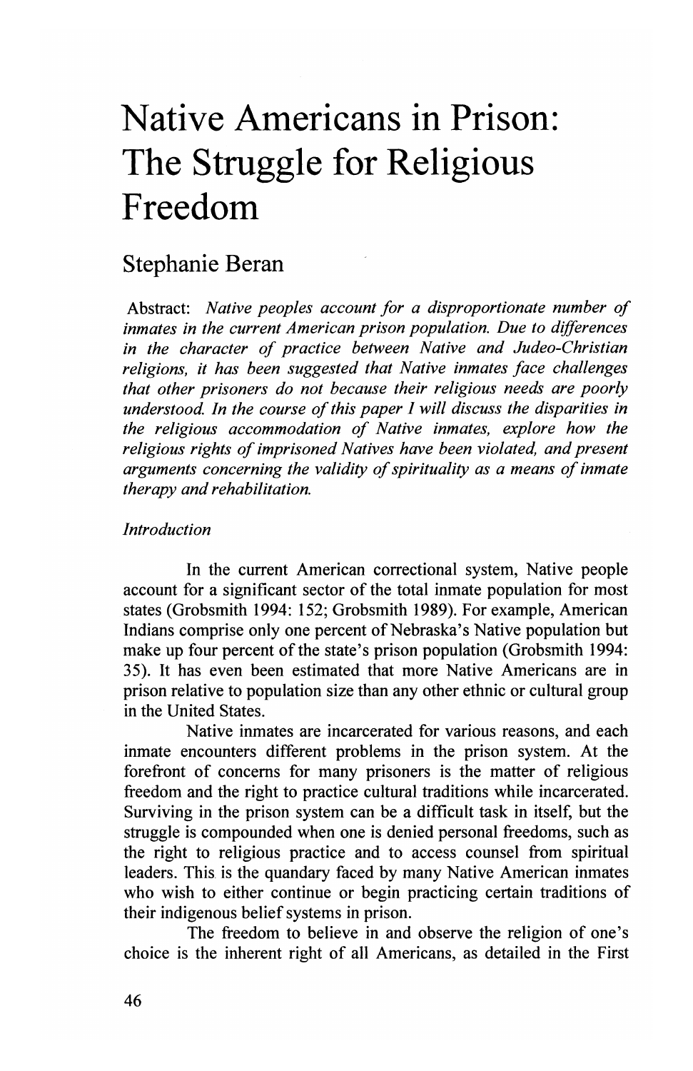# Native Americans in Prison: The Struggle for Religious Freedom

## Stephanie Beran

Abstract: *Native peoples account for a disproportionate number of inmates in the current American prison population. Due to differences in the character of practice between Native and Judeo-Christian religions, it has been suggested that Native inmates face challenges that other prisoners do not because their religious needs are poorly understood. In the course of this paper I will discuss the disparities in the religious accommodation of Native inmates, explore how the religious rights of imprisoned Natives have been violated, and present arguments concerning the validity of spirituality as a means of inmate therapy and rehabilitation.*

*Introduction*

In the current American correctional system, Native people account for a significant sector of the total inmate population for most states (Grobsmith 1994: 152; Grobsmith 1989). For example, American Indians comprise only one percent of Nebraska's Native population but make up four percent of the state's prison population (Grobsmith 1994: 35). It has even been estimated that more Native Americans are in prison relative to population size than any other ethnic or cultural group in the United States.

Native inmates are incarcerated for various reasons, and each inmate encounters different problems in the prison system. At the forefront of concerns for many prisoners is the matter of religious freedom and the right to practice cultural traditions while incarcerated. Surviving in the prison system can be a difficult task in itself, but the struggle is compounded when one is denied personal freedoms, such as the right to religious practice and to access counsel from spiritual leaders. This is the quandary faced by many Native American inmates who wish to either continue or begin practicing certain traditions of their indigenous belief systems in prison.

The freedom to believe in and observe the religion of one's choice is the inherent right of all Americans, as detailed in the First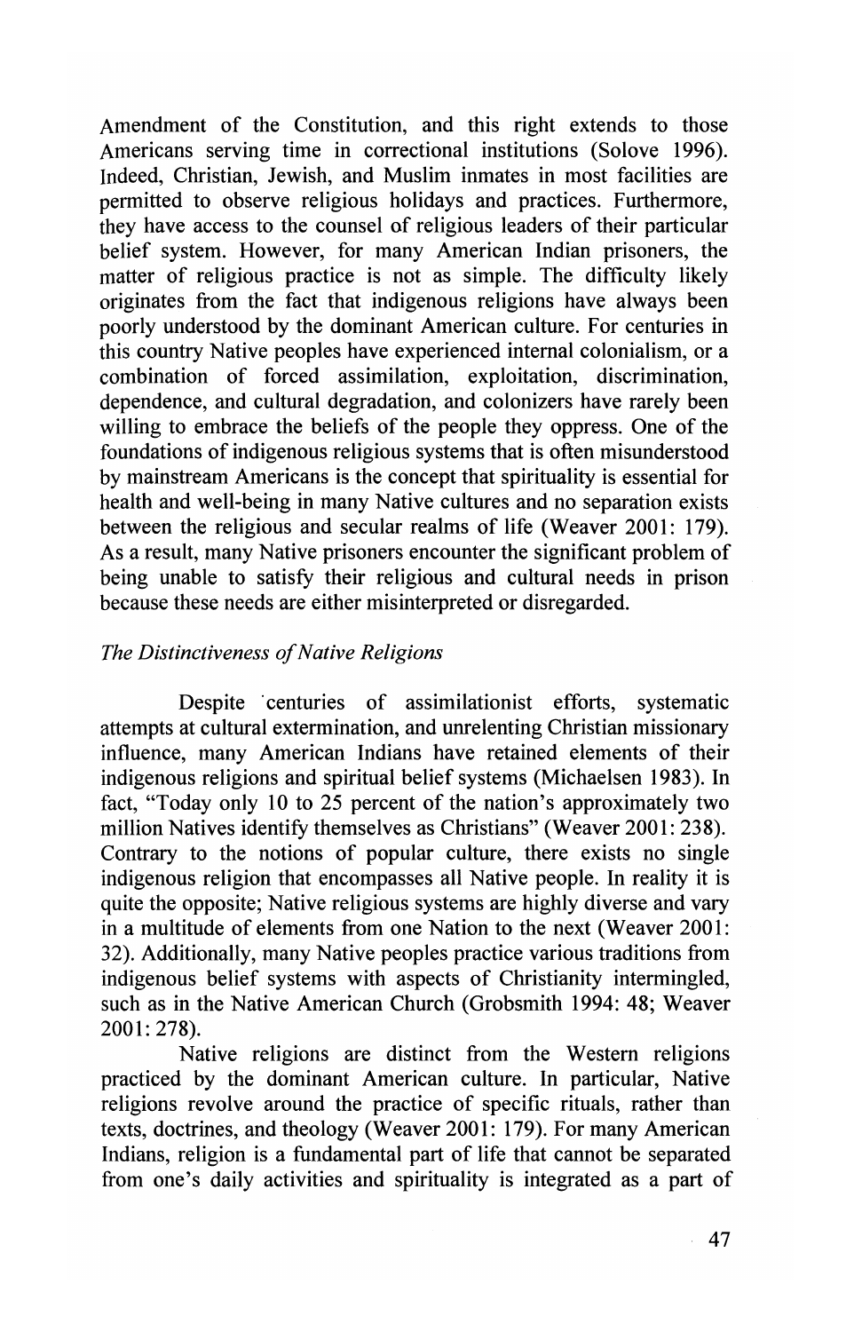Amendment of the Constitution, and this right extends to those Americans serving time in correctional institutions (Solove 1996). Indeed, Christian, Jewish, and Muslim inmates in most facilities are permitted to observe religious holidays and practices. Furthermore, they have access to the counsel of religious leaders of their particular belief system. However, for many American Indian prisoners, the matter of religious practice is not as simple. The difficulty likely originates from the fact that indigenous religions have always been poorly understood by the dominant American culture. For centuries in this country Native peoples have experienced internal colonialism, or a combination of forced assimilation, exploitation, discrimination, dependence, and cultural degradation, and colonizers have rarely been willing to embrace the beliefs of the people they oppress. One of the foundations of indigenous religious systems that is often misunderstood by mainstream Americans is the concept that spirituality is essential for health and well-being in many Native cultures and no separation exists between the religious and secular realms of life (Weaver 2001: 179). As a result, many Native prisoners encounter the significant problem of being unable to satisfy their religious and cultural needs in prison because these needs are either misinterpreted or disregarded.

*The Distinctiveness of Native Religions*

Despite centuries of assimilationist efforts, systematic attempts at cultural extermination, and unrelenting Christian missionary influence, many American Indians have retained elements of their indigenous religions and spiritual belief systems (Michaelsen 1983). In fact, "Today only 10 to 25 percent of the nation's approximately two million Natives identify themselves as Christians" (Weaver 2001: 238). Contrary to the notions of popular culture, there exists no single indigenous religion that encompasses all Native people. In reality it is quite the opposite; Native religious systems are highly diverse and vary in a multitude of elements from one Nation to the next (Weaver 2001: 32). Additionally, many Native peoples practice various traditions from indigenous belief systems with aspects of Christianity intermingled, such as in the Native American Church (Grobsmith 1994: 48; Weaver 2001: 278).

Native religions are distinct from the Western religions practiced by the dominant American culture. In particular, Native religions revolve around the practice of specific rituals, rather than texts, doctrines, and theology (Weaver 2001: 179). For many American Indians, religion is a fundamental part of life that cannot be separated from one's daily activities and spirituality is integrated as a part of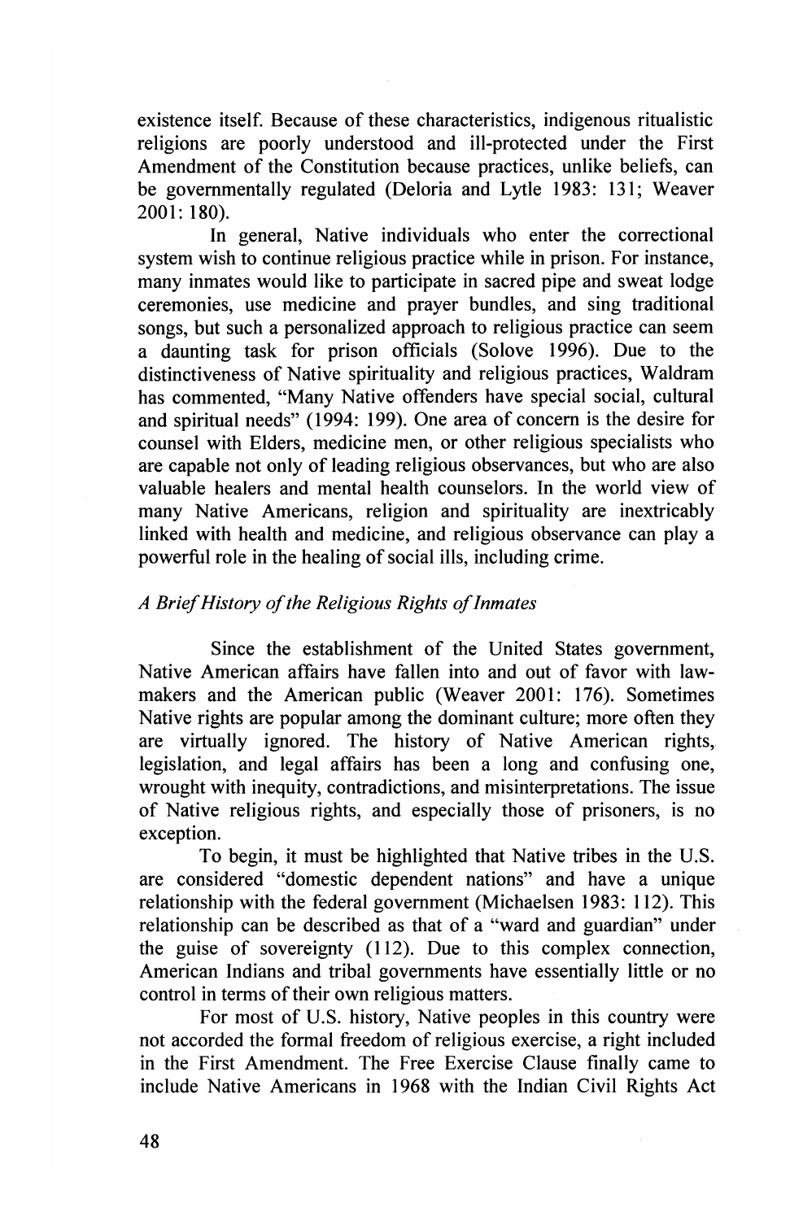existence itself. Because of these characteristics, indigenous ritualistic religions are poorly understood and ill-protected under the First Amendment of the Constitution because practices, unlike beliefs, can be governmentally regulated (Deloria and Lytle 1983: 131; Weaver 2001: 180).

In general, Native individuals who enter the correctional system wish to continue religious practice while in prison. For instance, many inmates would like to participate in sacred pipe and sweat lodge ceremonies, use medicine and prayer bundles, and sing traditional songs, but such a personalized approach to religious practice can seem a daunting task for prison officials (Solove 1996). Due to the distinctiveness of Native spirituality and religious practices, Waldram has commented, "Many Native offenders have special social, cultural and spiritual needs" (1994: 199). One area of concern is the desire for counsel with Elders, medicine men, or other religious specialists who are capable not only of leading religious observances, but who are also valuable healers and mental health counselors. In the world view of many Native Americans, religion and spirituality are inextricably linked with health and medicine, and religious observance can play a powerful role in the healing of social ills, including crime.

### *A Brief History of the Religious Rights of Inmates*

Since the establishment of the United States government, Native American affairs have fallen into and out of favor with lawmakers and the American public (Weaver 2001: 176). Sometimes Native rights are popular among the dominant culture; more often they are virtually ignored. The history of Native American rights, legislation, and legal affairs has been a long and confusing one, wrought with inequity, contradictions, and misinterpretations. The issue of Native religious rights, and especially those of prisoners, is no exception.

To begin, it must be highlighted that Native tribes in the U.S. are considered "domestic dependent nations" and have a unique relationship with the federal government (Michaelsen 1983: 112). This relationship can be described as that of a "ward and guardian" under the guise of sovereignty (112). Due to this complex connection, American Indians and tribal governments have essentially little or no control in terms of their own religious matters.

For most of U.S. history, Native peoples in this country were not accorded the formal freedom of religious exercise, a right included in the First Amendment. The Free Exercise Clause finally came to include Native Americans in 1968 with the Indian Civil Rights Act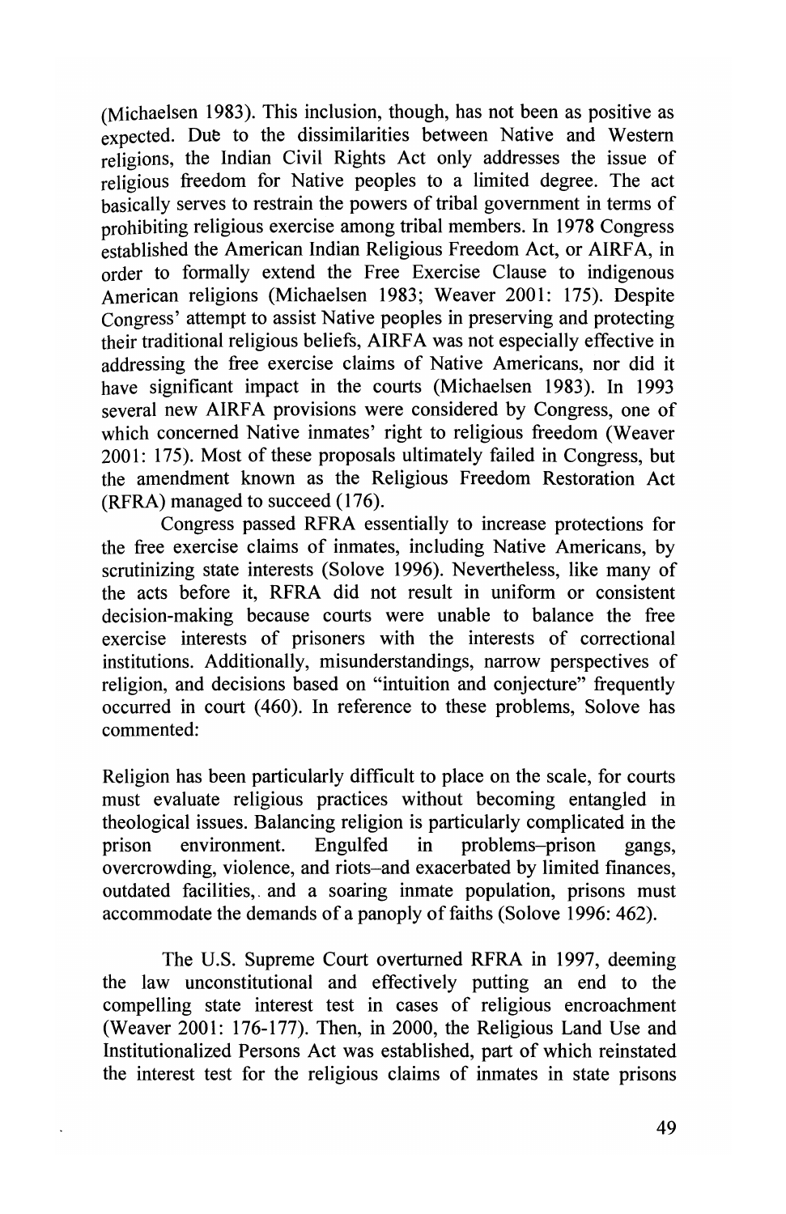(Michaelsen 1983). This inclusion, though, has not been as positive as expected. Due to the dissimilarities between Native and Western religions, the Indian Civil Rights Act only addresses the issue of religious freedom for Native peoples to a limited degree. The act basically serves to restrain the powers of tribal government in terms of prohibiting religious exercise among tribal members. In 1978 Congress established the American Indian Religious Freedom Act, or AIRFA, in order to formally extend the Free Exercise Clause to indigenous American religions (Michaelsen 1983; Weaver 2001: 175). Despite Congress' attempt to assist Native peoples in preserving and protecting their traditional religious beliefs, AIRFA was not especially effective in addressing the free exercise claims of Native Americans, nor did it have significant impact in the courts (Michaelsen 1983). In 1993 several new AIRFA provisions were considered by Congress, one of which concerned Native inmates' right to religious freedom (Weaver 2001: 175). Most of these proposals ultimately failed in Congress, but the amendment known as the Religious Freedom Restoration Act (RFRA) managed to succeed (176).

Congress passed RFRA essentially to increase protections for the free exercise claims of inmates, including Native Americans, by scrutinizing state interests (Solove 1996). Nevertheless, like many of the acts before it, RFRA did not result in uniform or consistent decision-making because courts were unable to balance the free exercise interests of prisoners with the interests of correctional institutions. Additionally, misunderstandings, narrow perspectives of religion, and decisions based on "intuition and conjecture" frequently occurred in court (460). In reference to these problems, Solove has commented:

> Religion has been particularly difficult to place on the scale, for courts must evaluate religious practices without becoming entangled in theological issues. Balancing religion is particularly complicated in the prison environment. Engulfed in problems–prison gangs, overcrowding, violence, and riots–and exacerbated by limited finances, outdated facilities, and a soaring inmate population, prisons must accommodate the demands of a panoply of faiths (Solove 1996: 462).

The U.S. Supreme Court overturned RFRA in 1997, deeming the law unconstitutional and effectively putting an end to the compelling state interest test in cases of religious encroachment (Weaver 2001: 176-177). Then, in 2000, the Religious Land Use and Institutionalized Persons Act was established, part of which reinstated the interest test for the religious claims of inmates in state prisons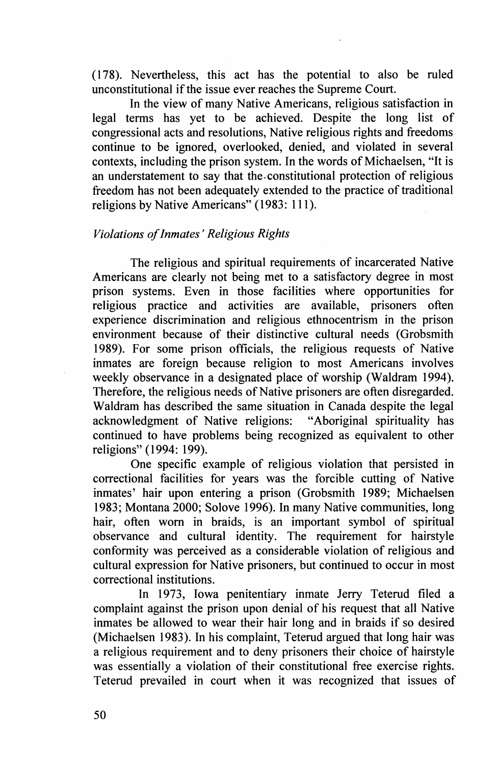(178). Nevertheless, this act has the potential to also be ruled unconstitutional if the issue ever reaches the Supreme Court.

In the view of many Native Americans, religious satisfaction in legal terms has yet to be achieved. Despite the long list of congressional acts and resolutions, Native religious rights and freedoms continue to be ignored, overlooked, denied, and violated in several contexts, including the prison system. In the words of Michaelsen, "It is an understatement to say that the constitutional protection of religious freedom has not been adequately extended to the practice of traditional religions by Native Americans" (1983: 111).

### *Violations of Inmates' Religious Rights*

The religious and spiritual requirements of incarcerated Native Americans are clearly not being met to a satisfactory degree in most prison systems. Even in those facilities where opportunities for religious practice and activities are available, prisoners often experience discrimination and religious ethnocentrism in the prison environment because of their distinctive cultural needs (Grobsmith 1989). For some prison officials, the religious requests of Native inmates are foreign because religion to most Americans involves weekly observance in a designated place of worship (Waldram 1994). Therefore, the religious needs of Native prisoners are often disregarded. Waldram has described the same situation in Canada despite the legal acknowledgment of Native religions: "Aboriginal spirituality has continued to have problems being recognized as equivalent to other religions" (1994: 199).

One specific example of religious violation that persisted in correctional facilities for years was the forcible cutting of Native inmates' hair upon entering a prison (Grobsmith 1989; Michaelsen 1983; Montana 2000; Solove 1996). In many Native communities, long hair, often worn in braids, is an important symbol of spiritual observance and cultural identity. The requirement for hairstyle conformity was perceived as a considerable violation of religious and cultural expression for Native prisoners, but continued to occur in most correctional institutions.

In 1973, Iowa penitentiary inmate Jerry Teterud filed a complaint against the prison upon denial of his request that all Native inmates be allowed to wear their hair long and in braids if so desired (Michaelsen 1983). In his complaint, Teterud argued that long hair was a religious requirement and to deny prisoners their choice of hairstyle was essentially a violation of their constitutional free exercise rights. Teterud prevailed in court when it was recognized that issues of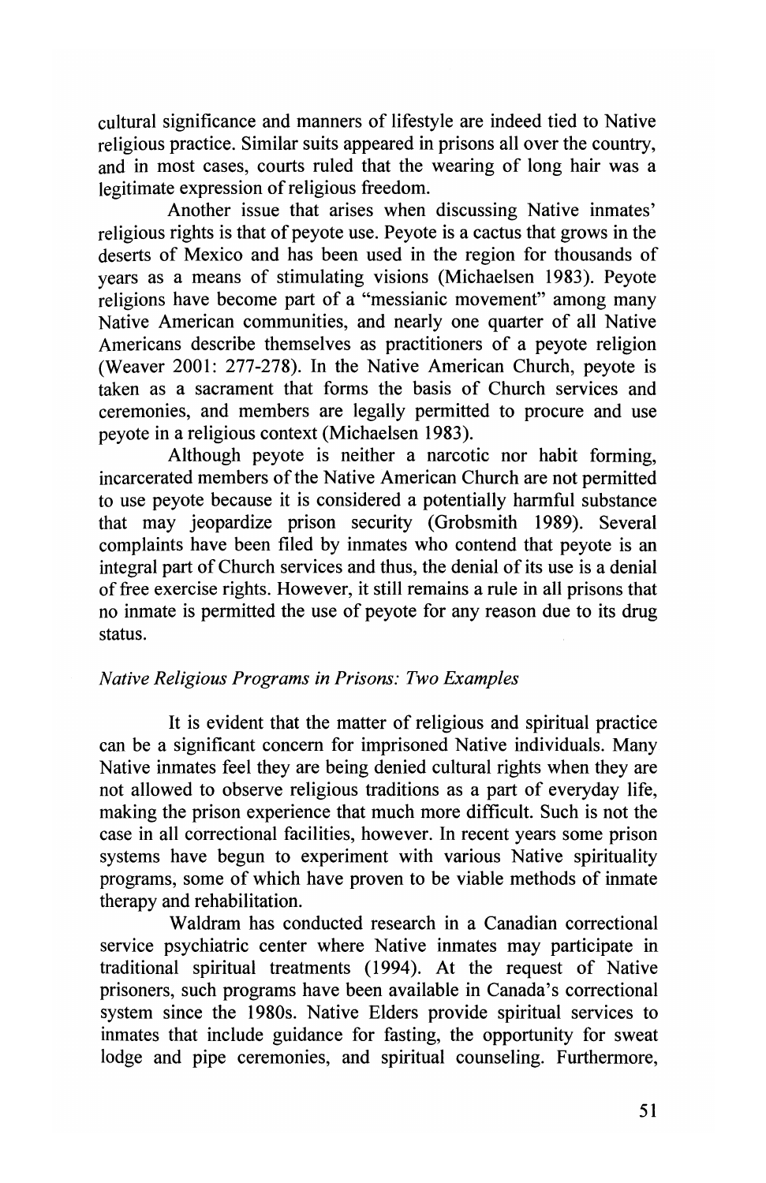cultural significance and manners of lifestyle are indeed tied to Native religious practice. Similar suits appeared in prisons all over the country, and in most cases, courts ruled that the wearing of long hair was a legitimate expression of religious freedom.

Another issue that arises when discussing Native inmates' religious rights is that of peyote use. Peyote is a cactus that grows in the deserts of Mexico and has been used in the region for thousands of years as a means of stimulating visions (Michaelsen 1983). Peyote religions have become part of a "messianic movement" among many Native American communities, and nearly one quarter of all Native Americans describe themselves as practitioners of a peyote religion (Weaver 2001: 277-278). In the Native American Church, peyote is taken as a sacrament that forms the basis of Church services and ceremonies, and members are legally permitted to procure and use peyote in a religious context (Michaelsen 1983).

Although peyote is neither a narcotic nor habit forming, incarcerated members of the Native American Church are not permitted to use peyote because it is considered a potentially harmful substance that may jeopardize prison security (Grobsmith 1989). Several complaints have been filed by inmates who contend that peyote is an integral part of Church services and thus, the denial of its use is a denial of free exercise rights. However, it still remains a rule in all prisons that no inmate is permitted the use of peyote for any reason due to its drug status.

*Native Religious Programs in Prisons: Two Examples*

It is evident that the matter of religious and spiritual practice can be a significant concern for imprisoned Native individuals. Many Native inmates feel they are being denied cultural rights when they are not allowed to observe religious traditions as a part of everyday life, making the prison experience that much more difficult. Such is not the case in all correctional facilities, however. In recent years some prison systems have begun to experiment with various Native spirituality programs, some of which have proven to be viable methods of inmate therapy and rehabilitation.

Waldram has conducted research in a Canadian correctional service psychiatric center where Native inmates may participate in traditional spiritual treatments (1994). At the request of Native prisoners, such programs have been available in Canada's correctional system since the 1980s. Native Elders provide spiritual services to inmates that include guidance for fasting, the opportunity for sweat lodge and pipe ceremonies, and spiritual counseling. Furthermore,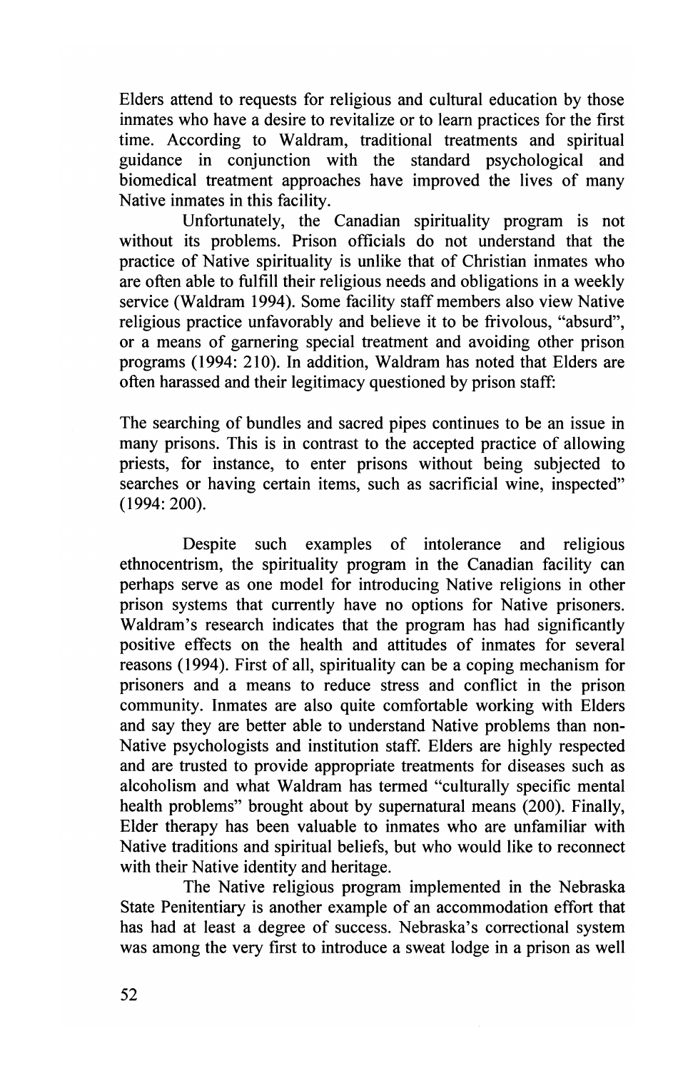Elders attend to requests for religious and cultural education by those inmates who have a desire to revitalize or to learn practices for the first time. According to Waldram, traditional treatments and spiritual guidance in conjunction with the standard psychological and biomedical treatment approaches have improved the lives of many Native inmates in this facility.

Unfortunately, the Canadian spirituality program is not without its problems. Prison officials do not understand that the practice of Native spirituality is unlike that of Christian inmates who are often able to fulfill their religious needs and obligations in a weekly service (Waldram 1994). Some facility staff members also view Native religious practice unfavorably and believe it to be frivolous, "absurd", or a means of garnering special treatment and avoiding other prison programs (1994: 210). In addition, Waldram has noted that Elders are often harassed and their legitimacy questioned by prison staff:

> The searching of bundles and sacred pipes continues to be an issue in many prisons. This is in contrast to the accepted practice of allowing priests, for instance, to enter prisons without being subjected to searches or having certain items, such as sacrificial wine, inspected" (1994: 200).

Despite such examples of intolerance and religious ethnocentrism, the spirituality program in the Canadian facility can perhaps serve as one model for introducing Native religions in other prison systems that currently have no options for Native prisoners. Waldram's research indicates that the program has had significantly positive effects on the health and attitudes of inmates for several reasons (1994). First of all, spirituality can be a coping mechanism for prisoners and a means to reduce stress and conflict in the prison community. Inmates are also quite comfortable working with Elders and say they are better able to understand Native problems than non-Native psychologists and institution staff. Elders are highly respected and are trusted to provide appropriate treatments for diseases such as alcoholism and what Waldram has termed "culturally specific mental health problems" brought about by supernatural means (200). Finally, Elder therapy has been valuable to inmates who are unfamiliar with Native traditions and spiritual beliefs, but who would like to reconnect with their Native identity and heritage.

The Native religious program implemented in the Nebraska State Penitentiary is another example of an accommodation effort that has had at least a degree of success. Nebraska's correctional system was among the very first to introduce a sweat lodge in a prison as well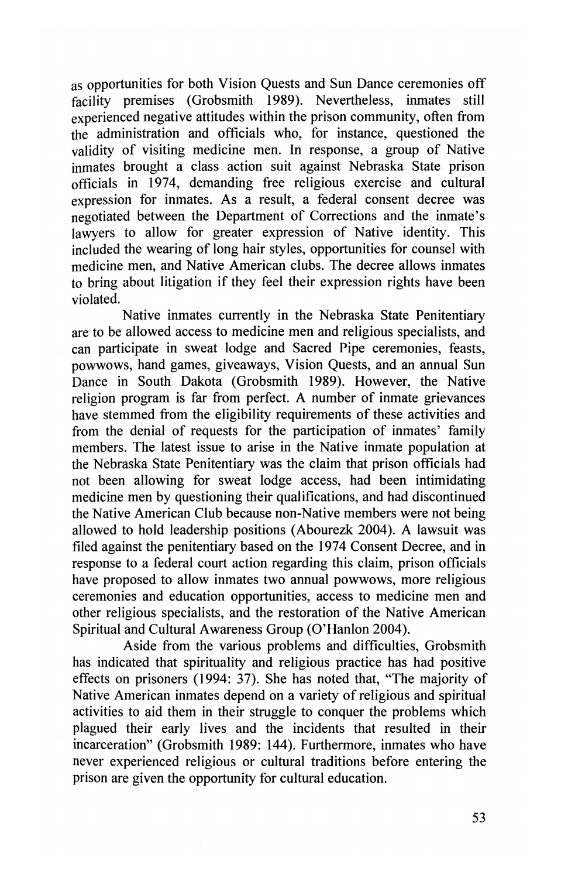as opportunities for both Vision Quests and Sun Dance ceremonies off facility premises (Grobsmith 1989). Nevertheless, inmates still experienced negative attitudes within the prison community, often from the administration and officials who, for instance, questioned the validity of visiting medicine men. In response, a group of Native inmates brought a class action suit against Nebraska State prison officials in 1974, demanding free religious exercise and cultural expression for inmates. As a result, a federal consent decree was negotiated between the Department of Corrections and the inmate's lawyers to allow for greater expression of Native identity. This included the wearing of long hair styles, opportunities for counsel with medicine men, and Native American clubs. The decree allows inmates to bring about litigation if they feel their expression rights have been violated.

Native inmates currently in the Nebraska State Penitentiary are to be allowed access to medicine men and religious specialists, and can participate in sweat lodge and Sacred Pipe ceremonies, feasts, powwows, hand games, giveaways, Vision Quests, and an annual Sun Dance in South Dakota (Grobsmith 1989). However, the Native religion program is far from perfect. A number of inmate grievances have stemmed from the eligibility requirements of these activities and from the denial of requests for the participation of inmates' family members. The latest issue to arise in the Native inmate population at the Nebraska State Penitentiary was the claim that prison officials had not been allowing for sweat lodge access, had been intimidating medicine men by questioning their qualifications, and had discontinued the Native American Club because non-Native members were not being allowed to hold leadership positions (Abourezk 2004). A lawsuit was filed against the penitentiary based on the 1974 Consent Decree, and in response to a federal court action regarding this claim, prison officials have proposed to allow inmates two annual powwows, more religious ceremonies and education opportunities, access to medicine men and other religious specialists, and the restoration of the Native American Spiritual and Cultural Awareness Group (O'Hanlon 2004).

Aside from the various problems and difficulties, Grobsmith has indicated that spirituality and religious practice has had positive effects on prisoners (1994: 37). She has noted that, "The majority of Native American inmates depend on a variety of religious and spiritual activities to aid them in their struggle to conquer the problems which plagued their early lives and the incidents that resulted in their incarceration" (Grobsmith 1989: 144). Furthermore, inmates who have never experienced religious or cultural traditions before entering the prison are given the opportunity for cultural education.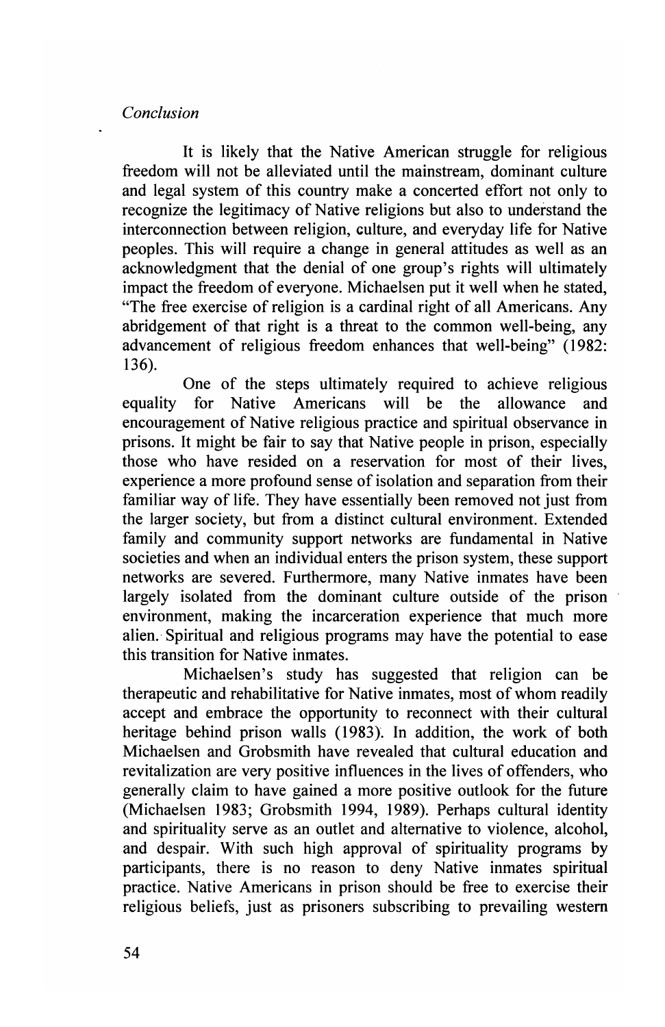*Conclusion*

It is likely that the Native American struggle for religious freedom will not be alleviated until the mainstream, dominant culture and legal system of this country make a concerted effort not only to recognize the legitimacy of Native religions but also to understand the interconnection between religion, culture, and everyday life for Native peoples. This will require a change in general attitudes as well as an acknowledgment that the denial of one group's rights will ultimately impact the freedom of everyone. Michaelsen put it well when he stated, "The free exercise of religion is a cardinal right of all Americans. Any abridgement of that right is a threat to the common well-being, any advancement of religious freedom enhances that well-being" (1982: 136).

One of the steps ultimately required to achieve religious equality for Native Americans will be the allowance and encouragement of Native religious practice and spiritual observance in prisons. It might be fair to say that Native people in prison, especially those who have resided on a reservation for most of their lives, experience a more profound sense of isolation and separation from their familiar way of life. They have essentially been removed not just from the larger society, but from a distinct cultural environment. Extended family and community support networks are fundamental in Native societies and when an individual enters the prison system, these support networks are severed. Furthermore, many Native inmates have been largely isolated from the dominant culture outside of the prison environment, making the incarceration experience that much more alien. Spiritual and religious programs may have the potential to ease this transition for Native inmates.

Michaelsen's study has suggested that religion can be therapeutic and rehabilitative for Native inmates, most of whom readily accept and embrace the opportunity to reconnect with their cultural heritage behind prison walls (1983). In addition, the work of both Michaelsen and Grobsmith have revealed that cultural education and revitalization are very positive influences in the lives of offenders, who generally claim to have gained a more positive outlook for the future (Michaelsen 1983; Grobsmith 1994, 1989). Perhaps cultural identity and spirituality serve as an outlet and alternative to violence, alcohol, and despair. With such high approval of spirituality programs by participants, there is no reason to deny Native inmates spiritual practice. Native Americans in prison should be free to exercise their religious beliefs, just as prisoners subscribing to prevailing western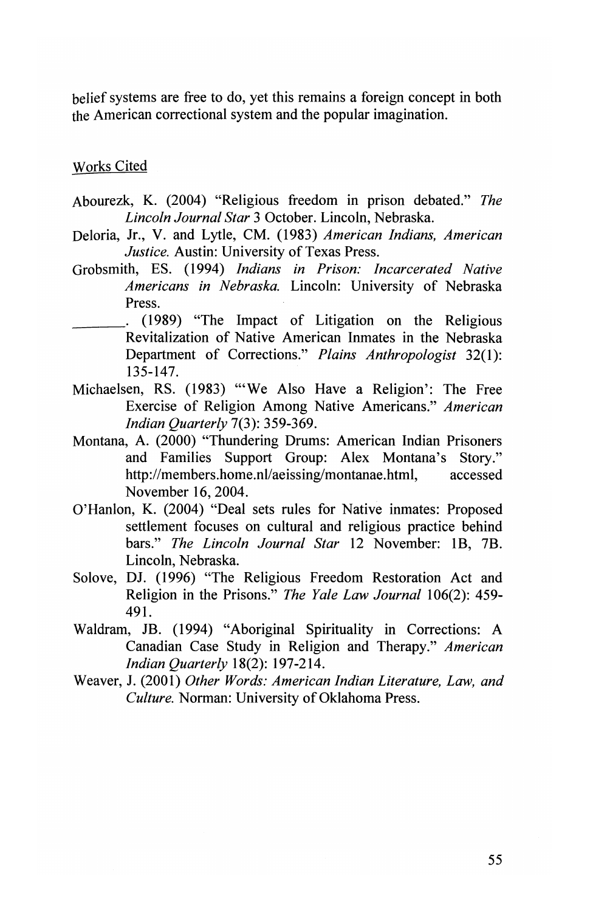belief systems are free to do, yet this remains a foreign concept in both the American correctional system and the popular imagination.

## Works Cited

Abourezk, K. (2004) "Religious freedom in prison debated." *The Lincoln Journal Star* 3 October. Lincoln, Nebraska.

Deloria, Jr., V. and Lytle, CM. (1983) *American Indians, American Justice.* Austin: University of Texas Press.

Grobsmith, ES. (1994) *Indians in Prison: Incarcerated Native Americans in Nebraska.* Lincoln: University of Nebraska Press.

\_\_\_\_\_\_\_. (1989) "The Impact of Litigation on the Religious Revitalization of Native American Inmates in the Nebraska Department of Corrections." *Plains Anthropologist* 32(1): 135-147.

Michaelsen, RS. (1983) "'We Also Have a Religion': The Free Exercise of Religion Among Native Americans." *American Indian Quarterly* 7(3): 359-369.

Montana, A. (2000) "Thundering Drums: American Indian Prisoners and Families Support Group: Alex Montana's Story." http://members.home.nl/aeissing/montanae.html, accessed November 16, 2004.

O'Hanlon, K. (2004) "Deal sets rules for Native inmates: Proposed settlement focuses on cultural and religious practice behind bars." *The Lincoln Journal Star* 12 November: 1B, 7B. Lincoln, Nebraska.

Solove, DJ. (1996) "The Religious Freedom Restoration Act and Religion in the Prisons." *The Yale Law Journal* 106(2): 459-491.

Waldram, JB. (1994) "Aboriginal Spirituality in Corrections: A Canadian Case Study in Religion and Therapy." *American Indian Quarterly* 18(2): 197-214.

Weaver, J. (2001) *Other Words: American Indian Literature, Law, and Culture.* Norman: University of Oklahoma Press.